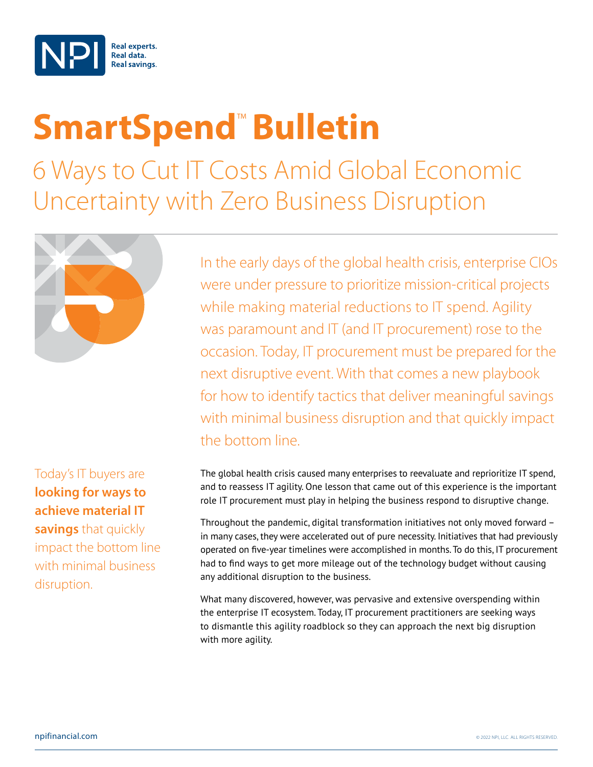NPI Real experts. Real data. Real savings.

# SmartSpend™ Bulletin

## 6 Ways to Cut IT Costs Amid Global Economic Uncertainty with Zero Business Disruption

In the early days of the global health crisis, enterprise CIOs were under pressure to prioritize mission-critical projects while making material reductions to IT spend. Agility was paramount and IT (and IT procurement) rose to the occasion. Today, IT procurement must be prepared for the next disruptive event. With that comes a new playbook for how to identify tactics that deliver meaningful savings with minimal business disruption and that quickly impact the bottom line.

Today's IT buyers are **looking for ways to achieve material IT savings** that quickly impact the bottom line with minimal business disruption.

The global health crisis caused many enterprises to reevaluate and reprioritize IT spend, and to reassess IT agility. One lesson that came out of this experience is the important role IT procurement must play in helping the business respond to disruptive change.

Throughout the pandemic, digital transformation initiatives not only moved forward – in many cases, they were accelerated out of pure necessity. Initiatives that had previously operated on five-year timelines were accomplished in months. To do this, IT procurement had to find ways to get more mileage out of the technology budget without causing any additional disruption to the business.

What many discovered, however, was pervasive and extensive overspending within the enterprise IT ecosystem. Today, IT procurement practitioners are seeking ways to dismantle this agility roadblock so they can approach the next big disruption with more agility.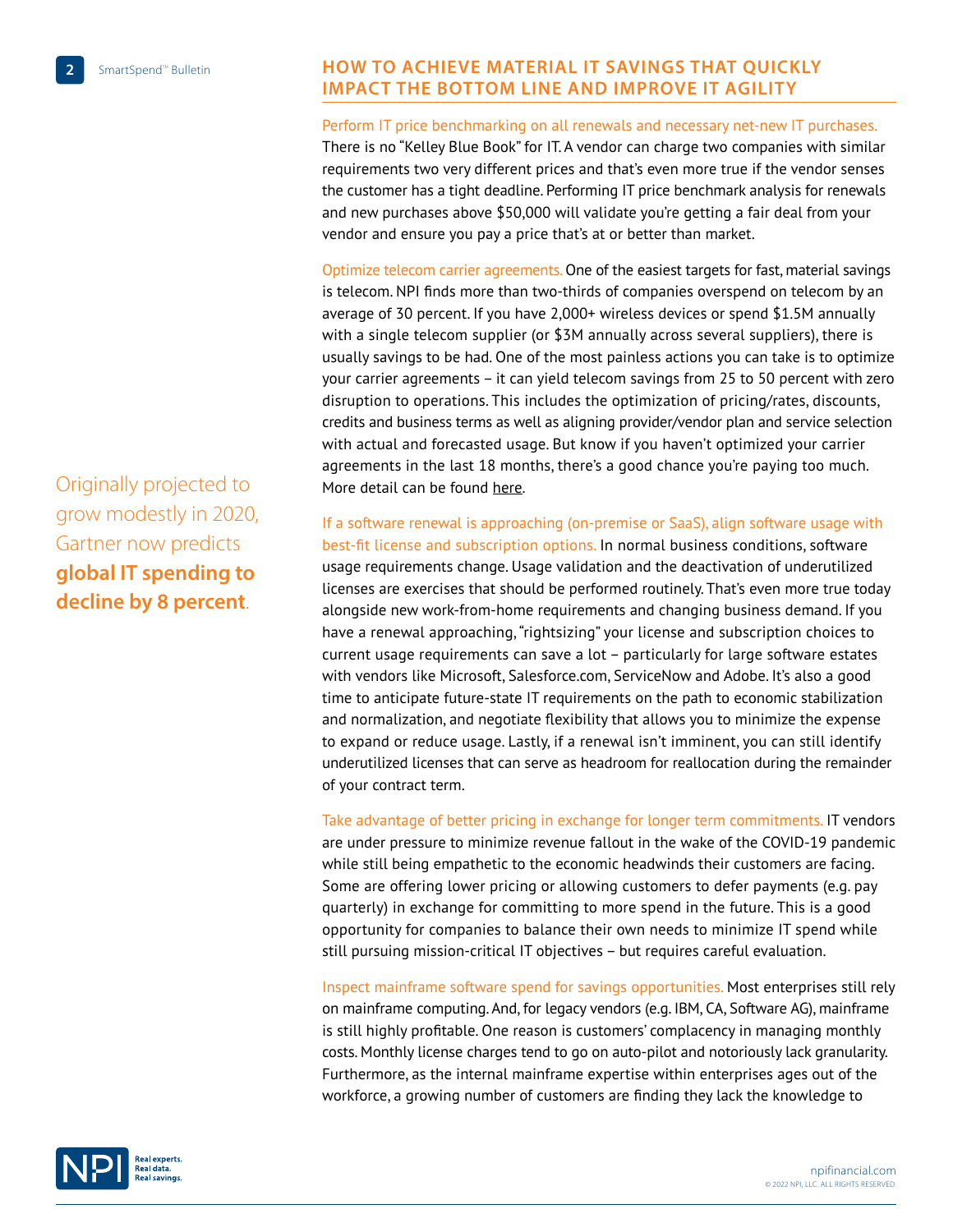## HOW TO ACHIEVE MATERIAL IT SAVINGS THAT QUICKLY IMPACT THE BOTTOM LINE AND IMPROVE IT AGILITY

Perform IT price benchmarking on all renewals and necessary net-new IT purchases. There is no "Kelley Blue Book" for IT. A vendor can charge two companies with similar requirements two very different prices and that's even more true if the vendor senses the customer has a tight deadline. Performing IT price benchmark analysis for renewals and new purchases above $50,000 will validate you're getting a fair deal from your vendor and ensure you pay a price that's at or better than market.

Optimize telecom carrier agreements. One of the easiest targets for fast, material savings is telecom. NPI finds more than two-thirds of companies overspend on telecom by an average of 30 percent. If you have 2,000+ wireless devices or spend $1.5M annually with a single telecom supplier (or $3M annually across several suppliers), there is usually savings to be had. One of the most painless actions you can take is to optimize your carrier agreements – it can yield telecom savings from 25 to 50 percent with zero disruption to operations. This includes the optimization of pricing/rates, discounts, credits and business terms as well as aligning provider/vendor plan and service selection with actual and forecasted usage. But know if you haven't optimized your carrier agreements in the last 18 months, there's a good chance you're paying too much. More detail can be found here.

Originally projected to grow modestly in 2020, Gartner now predicts **global IT spending to decline by 8 percent**.

If a software renewal is approaching (on-premise or SaaS), align software usage with best-fit license and subscription options. In normal business conditions, software usage requirements change. Usage validation and the deactivation of underutilized licenses are exercises that should be performed routinely. That's even more true today alongside new work-from-home requirements and changing business demand. If you have a renewal approaching, "rightsizing" your license and subscription choices to current usage requirements can save a lot – particularly for large software estates with vendors like Microsoft, Salesforce.com, ServiceNow and Adobe. It's also a good time to anticipate future-state IT requirements on the path to economic stabilization and normalization, and negotiate flexibility that allows you to minimize the expense to expand or reduce usage. Lastly, if a renewal isn't imminent, you can still identify underutilized licenses that can serve as headroom for reallocation during the remainder of your contract term.

Take advantage of better pricing in exchange for longer term commitments. IT vendors are under pressure to minimize revenue fallout in the wake of the COVID-19 pandemic while still being empathetic to the economic headwinds their customers are facing. Some are offering lower pricing or allowing customers to defer payments (e.g. pay quarterly) in exchange for committing to more spend in the future. This is a good opportunity for companies to balance their own needs to minimize IT spend while still pursuing mission-critical IT objectives – but requires careful evaluation.

Inspect mainframe software spend for savings opportunities. Most enterprises still rely on mainframe computing. And, for legacy vendors (e.g. IBM, CA, Software AG), mainframe is still highly profitable. One reason is customers' complacency in managing monthly costs. Monthly license charges tend to go on auto-pilot and notoriously lack granularity. Furthermore, as the internal mainframe expertise within enterprises ages out of the workforce, a growing number of customers are finding they lack the knowledge to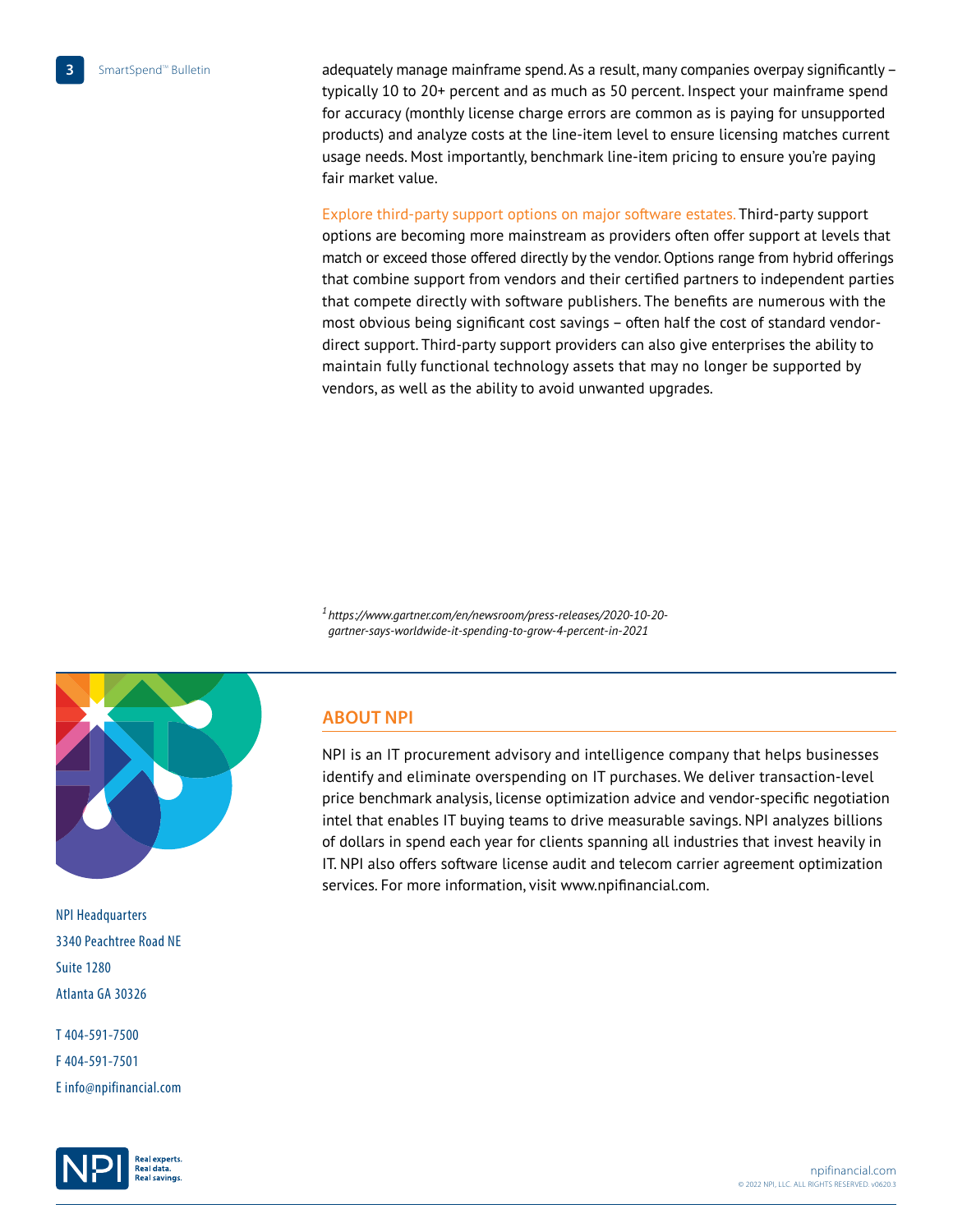adequately manage mainframe spend. As a result, many companies overpay significantly – typically 10 to 20+ percent and as much as 50 percent. Inspect your mainframe spend for accuracy (monthly license charge errors are common as is paying for unsupported products) and analyze costs at the line-item level to ensure licensing matches current usage needs. Most importantly, benchmark line-item pricing to ensure you're paying fair market value.

**Explore third-party support options on major software estates.** Third-party support options are becoming more mainstream as providers often offer support at levels that match or exceed those offered directly by the vendor. Options range from hybrid offerings that combine support from vendors and their certified partners to independent parties that compete directly with software publishers. The benefits are numerous with the most obvious being significant cost savings – often half the cost of standard vendor-direct support. Third-party support providers can also give enterprises the ability to maintain fully functional technology assets that may no longer be supported by vendors, as well as the ability to avoid unwanted upgrades.

*[1] https://www.gartner.com/en/newsroom/press-releases/2020-10-20-gartner-says-worldwide-it-spending-to-grow-4-percent-in-2021*

## ABOUT NPI

NPI is an IT procurement advisory and intelligence company that helps businesses identify and eliminate overspending on IT purchases. We deliver transaction-level price benchmark analysis, license optimization advice and vendor-specific negotiation intel that enables IT buying teams to drive measurable savings. NPI analyzes billions of dollars in spend each year for clients spanning all industries that invest heavily in IT. NPI also offers software license audit and telecom carrier agreement optimization services. For more information, visit www.npifinancial.com.

NPI Headquarters
3340 Peachtree Road NE
Suite 1280
Atlanta GA 30326

T 404-591-7500
F 404-591-7501
E info@npifinancial.com

NPI
Real experts.
Real data.
Real savings.

npifinancial.com
© 2022 NPI, LLC. ALL RIGHTS RESERVED. v0620.3